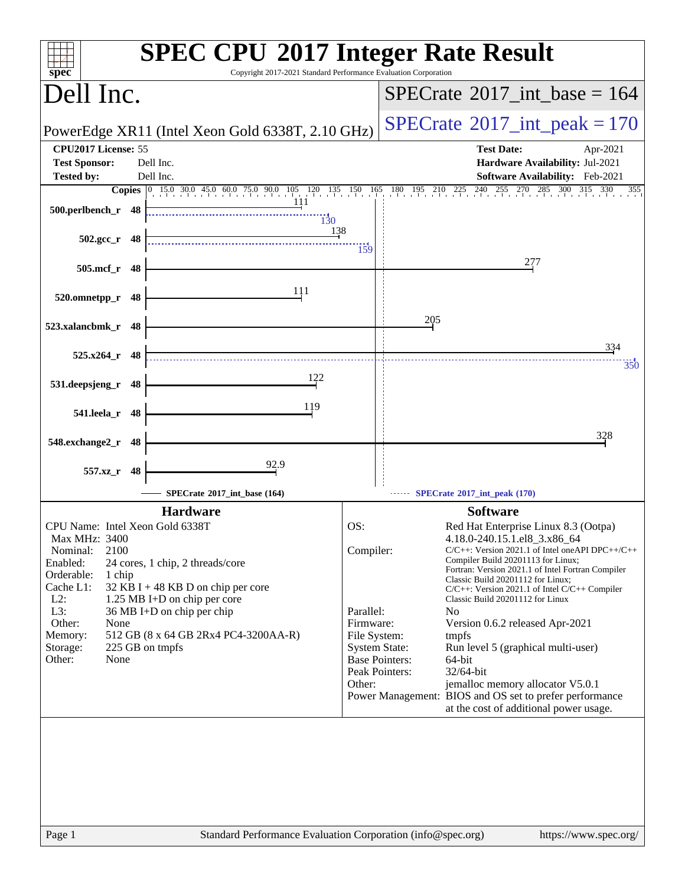# SPEC CPU 2017 Integer Rate Result

Copyright 2017-2021 Standard Performance Evaluation Corporation

## Dell Inc.

PowerEdge XR11 (Intel Xeon Gold 6338T, 2.10 GHz)

SPECrate 2017_int_base = 164

SPECrate 2017_int_peak = 170

| | | | |
|---|---|---|---|
| **CPU2017 License:** | 55 | **Test Date:** | Apr-2021 |
| **Test Sponsor:** | Dell Inc. | **Hardware Availability:** | Jul-2021 |
| **Tested by:** | Dell Inc. | **Software Availability:** | Feb-2021 |

| Benchmark | Copies | Base | Peak |
|---|---|---|---|
| 500.perlbench_r | 48 | 111 | 130 |
| 502.gcc_r | 48 | 138 | 159 |
| 505.mcf_r | 48 | 277 | |
| 520.omnetpp_r | 48 | 111 | |
| 523.xalancbmk_r | 48 | 205 | |
| 525.x264_r | 48 | 334 | 350 |
| 531.deepsjeng_r | 48 | 122 | |
| 541.leela_r | 48 | 119 | |
| 548.exchange2_r | 48 | 328 | |
| 557.xz_r | 48 | 92.9 | |

SPECrate 2017_int_base (164) — SPECrate 2017_int_peak (170)

### Hardware

| | |
|---|---|
| CPU Name: | Intel Xeon Gold 6338T |
| Max MHz: | 3400 |
| Nominal: | 2100 |
| Enabled: | 24 cores, 1 chip, 2 threads/core |
| Orderable: | 1 chip |
| Cache L1: | 32 KB I + 48 KB D on chip per core |
| L2: | 1.25 MB I+D on chip per core |
| L3: | 36 MB I+D on chip per chip |
| Other: | None |
| Memory: | 512 GB (8 x 64 GB 2Rx4 PC4-3200AA-R) |
| Storage: | 225 GB on tmpfs |
| Other: | None |

### Software

| | |
|---|---|
| OS: | Red Hat Enterprise Linux 8.3 (Ootpa) 4.18.0-240.15.1.el8_3.x86_64 |
| Compiler: | C/C++: Version 2021.1 of Intel oneAPI DPC++/C++ Compiler Build 20201113 for Linux; Fortran: Version 2021.1 of Intel Fortran Compiler Classic Build 20201112 for Linux; C/C++: Version 2021.1 of Intel C/C++ Compiler Classic Build 20201112 for Linux |
| Parallel: | No |
| Firmware: | Version 0.6.2 released Apr-2021 |
| File System: | tmpfs |
| System State: | Run level 5 (graphical multi-user) |
| Base Pointers: | 64-bit |
| Peak Pointers: | 32/64-bit |
| Other: | jemalloc memory allocator V5.0.1 |
| Power Management: | BIOS and OS set to prefer performance at the cost of additional power usage. |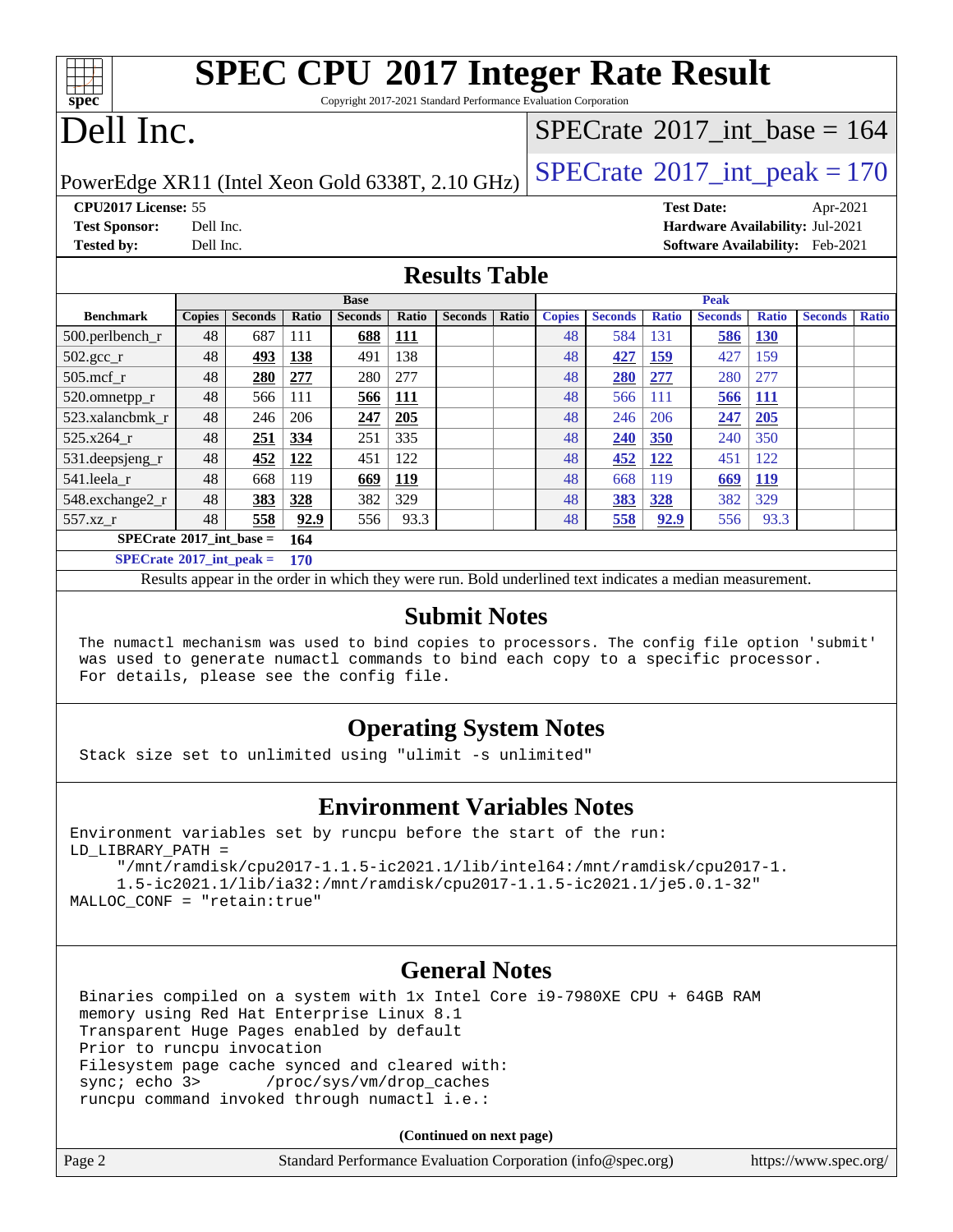# SPEC CPU 2017 Integer Rate Result

Copyright 2017-2021 Standard Performance Evaluation Corporation

# Dell Inc.

PowerEdge XR11 (Intel Xeon Gold 6338T, 2.10 GHz)

SPECrate 2017_int_base = 164

SPECrate 2017_int_peak = 170

**CPU2017 License:** 55
**Test Sponsor:** Dell Inc.
**Tested by:** Dell Inc.

**Test Date:** Apr-2021
**Hardware Availability:** Jul-2021
**Software Availability:** Feb-2021

## Results Table

| Benchmark | Base | | | | | | | Peak | | | | | | |
|---|---|---|---|---|---|---|---|---|---|---|---|---|---|---|
| | Copies | Seconds | Ratio | Seconds | Ratio | Seconds | Ratio | Copies | Seconds | Ratio | Seconds | Ratio | Seconds | Ratio |
| 500.perlbench_r | 48 | 687 | 111 | **688** | **111** | | | 48 | 584 | 131 | **586** | **130** | | |
| 502.gcc_r | 48 | **493** | **138** | 491 | 138 | | | 48 | **427** | **159** | 427 | 159 | | |
| 505.mcf_r | 48 | **280** | **277** | 280 | 277 | | | 48 | **280** | **277** | 280 | 277 | | |
| 520.omnetpp_r | 48 | 566 | 111 | **566** | **111** | | | 48 | 566 | 111 | **566** | **111** | | |
| 523.xalancbmk_r | 48 | 246 | 206 | **247** | **205** | | | 48 | 246 | 206 | **247** | **205** | | |
| 525.x264_r | 48 | **251** | **334** | 251 | 335 | | | 48 | **240** | **350** | 240 | 350 | | |
| 531.deepsjeng_r | 48 | **452** | **122** | 451 | 122 | | | 48 | **452** | **122** | 451 | 122 | | |
| 541.leela_r | 48 | 668 | 119 | **669** | **119** | | | 48 | 668 | 119 | **669** | **119** | | |
| 548.exchange2_r | 48 | **383** | **328** | 382 | 329 | | | 48 | **383** | **328** | 382 | 329 | | |
| 557.xz_r | 48 | **558** | **92.9** | 556 | 93.3 | | | 48 | **558** | **92.9** | 556 | 93.3 | | |

**SPECrate 2017_int_base = 164**

**SPECrate 2017_int_peak = 170**

Results appear in the order in which they were run. Bold underlined text indicates a median measurement.

## Submit Notes

```
The numactl mechanism was used to bind copies to processors. The config file option 'submit'
was used to generate numactl commands to bind each copy to a specific processor.
For details, please see the config file.
```

## Operating System Notes

```
Stack size set to unlimited using "ulimit -s unlimited"
```

## Environment Variables Notes

```
Environment variables set by runcpu before the start of the run:
LD_LIBRARY_PATH =
     "/mnt/ramdisk/cpu2017-1.1.5-ic2021.1/lib/intel64:/mnt/ramdisk/cpu2017-1.
     1.5-ic2021.1/lib/ia32:/mnt/ramdisk/cpu2017-1.1.5-ic2021.1/je5.0.1-32"
MALLOC_CONF = "retain:true"
```

## General Notes

```
Binaries compiled on a system with 1x Intel Core i9-7980XE CPU + 64GB RAM
memory using Red Hat Enterprise Linux 8.1
Transparent Huge Pages enabled by default
Prior to runcpu invocation
Filesystem page cache synced and cleared with:
sync; echo 3>       /proc/sys/vm/drop_caches
runcpu command invoked through numactl i.e.:
```

**(Continued on next page)**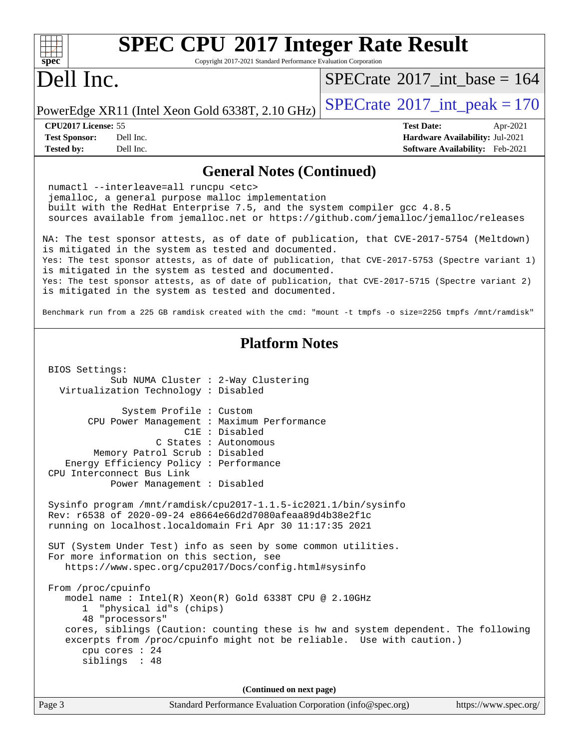# SPEC CPU 2017 Integer Rate Result

Copyright 2017-2021 Standard Performance Evaluation Corporation

## Dell Inc.

PowerEdge XR11 (Intel Xeon Gold 6338T, 2.10 GHz)

SPECrate 2017_int_base = 164

SPECrate 2017_int_peak = 170

| | | | |
|---|---|---|---|
| **CPU2017 License:** | 55 | **Test Date:** | Apr-2021 |
| **Test Sponsor:** | Dell Inc. | **Hardware Availability:** | Jul-2021 |
| **Tested by:** | Dell Inc. | **Software Availability:** | Feb-2021 |

## General Notes (Continued)

```
numactl --interleave=all runcpu <etc>
jemalloc, a general purpose malloc implementation
built with the RedHat Enterprise 7.5, and the system compiler gcc 4.8.5
sources available from jemalloc.net or https://github.com/jemalloc/jemalloc/releases
```

NA: The test sponsor attests, as of date of publication, that CVE-2017-5754 (Meltdown) is mitigated in the system as tested and documented.
Yes: The test sponsor attests, as of date of publication, that CVE-2017-5753 (Spectre variant 1) is mitigated in the system as tested and documented.
Yes: The test sponsor attests, as of date of publication, that CVE-2017-5715 (Spectre variant 2) is mitigated in the system as tested and documented.

Benchmark run from a 225 GB ramdisk created with the cmd: "mount -t tmpfs -o size=225G tmpfs /mnt/ramdisk"

## Platform Notes

```
BIOS Settings:
          Sub NUMA Cluster : 2-Way Clustering
  Virtualization Technology : Disabled

            System Profile : Custom
      CPU Power Management : Maximum Performance
                       C1E : Disabled
                  C States : Autonomous
       Memory Patrol Scrub : Disabled
   Energy Efficiency Policy : Performance
CPU Interconnect Bus Link
          Power Management : Disabled

Sysinfo program /mnt/ramdisk/cpu2017-1.1.5-ic2021.1/bin/sysinfo
Rev: r6538 of 2020-09-24 e8664e66d2d7080afeaa89d4b38e2f1c
running on localhost.localdomain Fri Apr 30 11:17:35 2021

SUT (System Under Test) info as seen by some common utilities.
For more information on this section, see
   https://www.spec.org/cpu2017/Docs/config.html#sysinfo

From /proc/cpuinfo
   model name : Intel(R) Xeon(R) Gold 6338T CPU @ 2.10GHz
      1  "physical id"s (chips)
      48 "processors"
   cores, siblings (Caution: counting these is hw and system dependent. The following
   excerpts from /proc/cpuinfo might not be reliable.  Use with caution.)
      cpu cores : 24
      siblings  : 48
```

(Continued on next page)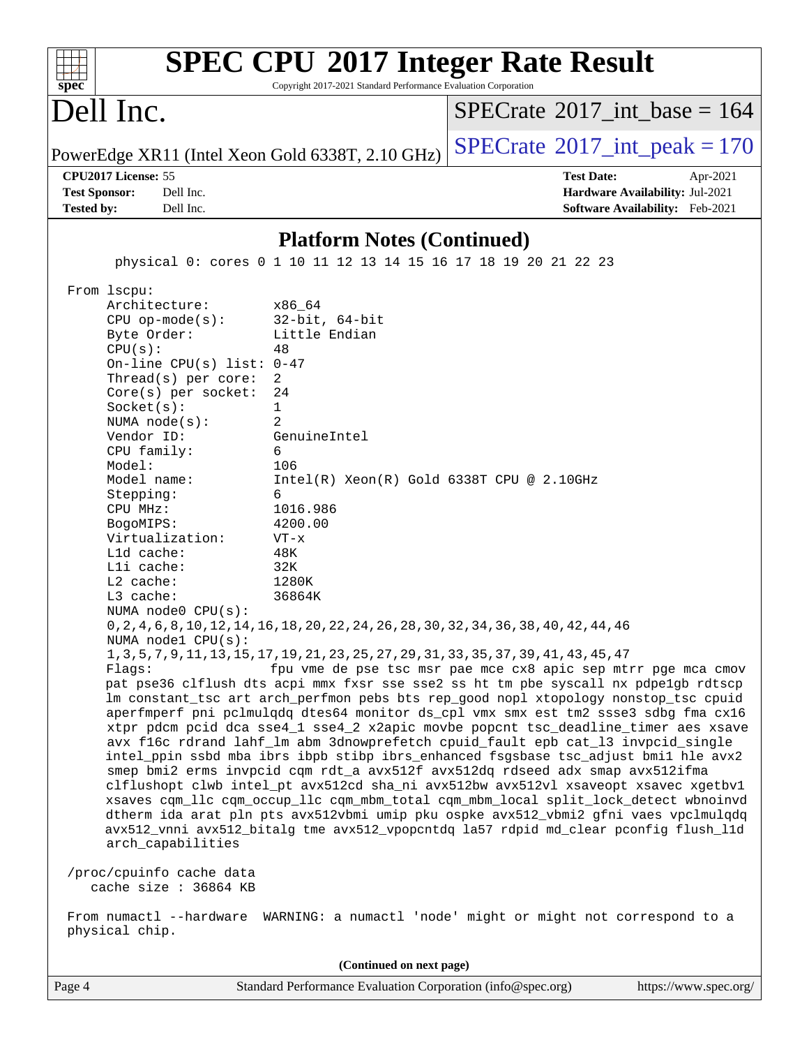# SPEC CPU 2017 Integer Rate Result

Copyright 2017-2021 Standard Performance Evaluation Corporation

## Dell Inc.

PowerEdge XR11 (Intel Xeon Gold 6338T, 2.10 GHz)

SPECrate 2017_int_base = 164

SPECrate 2017_int_peak = 170

**CPU2017 License:** 55
**Test Sponsor:** Dell Inc.
**Tested by:** Dell Inc.

**Test Date:** Apr-2021
**Hardware Availability:** Jul-2021
**Software Availability:** Feb-2021

### Platform Notes (Continued)

```
       physical 0: cores 0 1 10 11 12 13 14 15 16 17 18 19 20 21 22 23

 From lscpu:
      Architecture:          x86_64
      CPU op-mode(s):        32-bit, 64-bit
      Byte Order:            Little Endian
      CPU(s):                48
      On-line CPU(s) list: 0-47
      Thread(s) per core:  2
      Core(s) per socket:  24
      Socket(s):             1
      NUMA node(s):          2
      Vendor ID:             GenuineIntel
      CPU family:            6
      Model:                 106
      Model name:            Intel(R) Xeon(R) Gold 6338T CPU @ 2.10GHz
      Stepping:              6
      CPU MHz:               1016.986
      BogoMIPS:              4200.00
      Virtualization:        VT-x
      L1d cache:             48K
      L1i cache:             32K
      L2 cache:              1280K
      L3 cache:              36864K
      NUMA node0 CPU(s):
      0,2,4,6,8,10,12,14,16,18,20,22,24,26,28,30,32,34,36,38,40,42,44,46
      NUMA node1 CPU(s):
      1,3,5,7,9,11,13,15,17,19,21,23,25,27,29,31,33,35,37,39,41,43,45,47
      Flags:                 fpu vme de pse tsc msr pae mce cx8 apic sep mtrr pge mca cmov
      pat pse36 clflush dts acpi mmx fxsr sse sse2 ss ht tm pbe syscall nx pdpe1gb rdtscp
      lm constant_tsc art arch_perfmon pebs bts rep_good nopl xtopology nonstop_tsc cpuid
      aperfmperf pni pclmulqdq dtes64 monitor ds_cpl vmx smx est tm2 ssse3 sdbg fma cx16
      xtpr pdcm pcid dca sse4_1 sse4_2 x2apic movbe popcnt tsc_deadline_timer aes xsave
      avx f16c rdrand lahf_lm abm 3dnowprefetch cpuid_fault epb cat_l3 invpcid_single
      intel_ppin ssbd mba ibrs ibpb stibp ibrs_enhanced fsgsbase tsc_adjust bmi1 hle avx2
      smep bmi2 erms invpcid cqm rdt_a avx512f avx512dq rdseed adx smap avx512ifma
      clflushopt clwb intel_pt avx512cd sha_ni avx512bw avx512vl xsaveopt xsavec xgetbv1
      xsaves cqm_llc cqm_occup_llc cqm_mbm_total cqm_mbm_local split_lock_detect wbnoinvd
      dtherm ida arat pln pts avx512vbmi umip pku ospke avx512_vbmi2 gfni vaes vpclmulqdq
      avx512_vnni avx512_bitalg tme avx512_vpopcntdq la57 rdpid md_clear pconfig flush_l1d
      arch_capabilities

 /proc/cpuinfo cache data
    cache size : 36864 KB

 From numactl --hardware  WARNING: a numactl 'node' might or might not correspond to a
 physical chip.
```

(Continued on next page)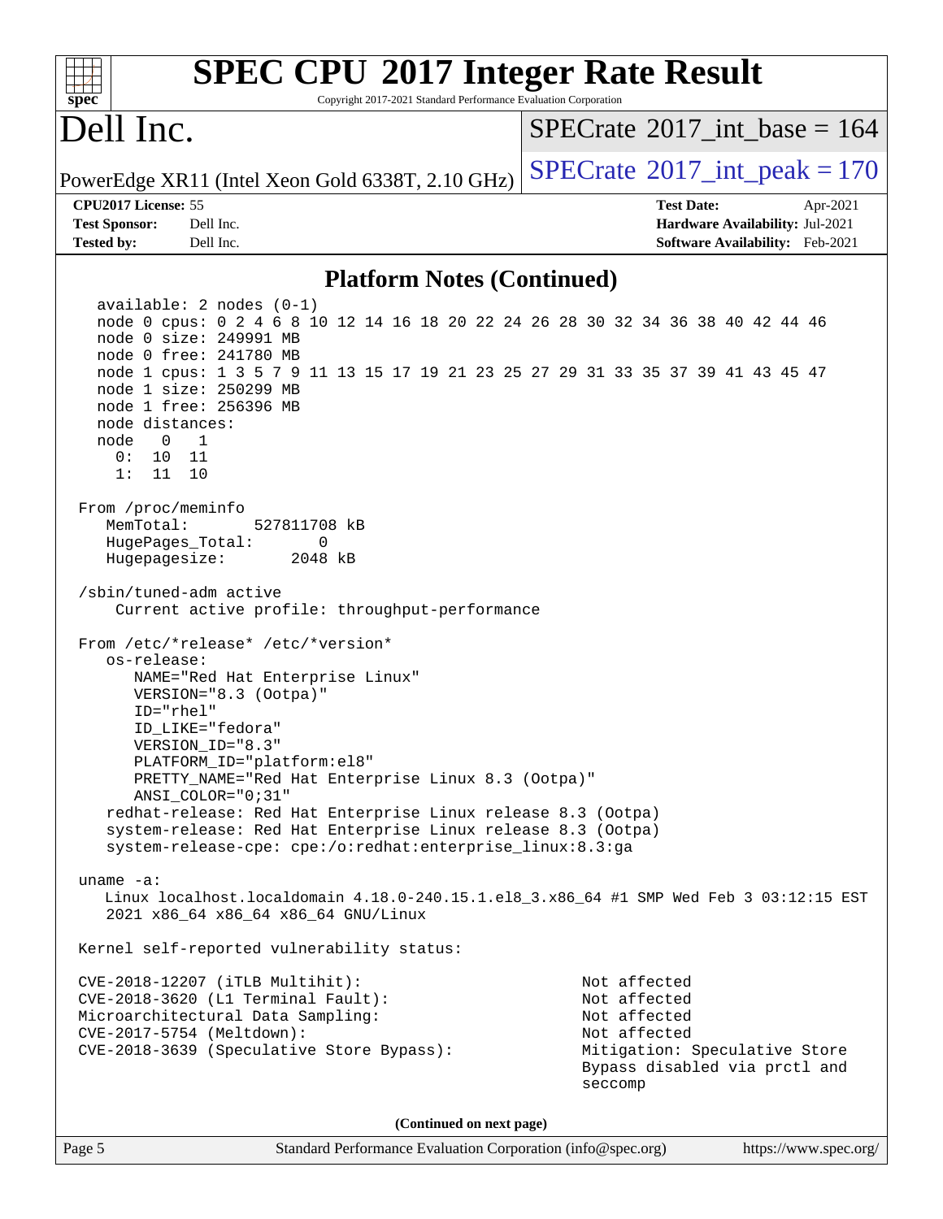## Platform Notes (Continued)

```
  available: 2 nodes (0-1)
  node 0 cpus: 0 2 4 6 8 10 12 14 16 18 20 22 24 26 28 30 32 34 36 38 40 42 44 46
  node 0 size: 249991 MB
  node 0 free: 241780 MB
  node 1 cpus: 1 3 5 7 9 11 13 15 17 19 21 23 25 27 29 31 33 35 37 39 41 43 45 47
  node 1 size: 250299 MB
  node 1 free: 256396 MB
  node distances:
  node   0   1
    0:  10  11
    1:  11  10

From /proc/meminfo
   MemTotal:       527811708 kB
   HugePages_Total:       0
   Hugepagesize:       2048 kB

/sbin/tuned-adm active
    Current active profile: throughput-performance

From /etc/*release* /etc/*version*
   os-release:
      NAME="Red Hat Enterprise Linux"
      VERSION="8.3 (Ootpa)"
      ID="rhel"
      ID_LIKE="fedora"
      VERSION_ID="8.3"
      PLATFORM_ID="platform:el8"
      PRETTY_NAME="Red Hat Enterprise Linux 8.3 (Ootpa)"
      ANSI_COLOR="0;31"
   redhat-release: Red Hat Enterprise Linux release 8.3 (Ootpa)
   system-release: Red Hat Enterprise Linux release 8.3 (Ootpa)
   system-release-cpe: cpe:/o:redhat:enterprise_linux:8.3:ga

uname -a:
   Linux localhost.localdomain 4.18.0-240.15.1.el8_3.x86_64 #1 SMP Wed Feb 3 03:12:15 EST
   2021 x86_64 x86_64 x86_64 GNU/Linux

Kernel self-reported vulnerability status:

CVE-2018-12207 (iTLB Multihit):                          Not affected
CVE-2018-3620 (L1 Terminal Fault):                       Not affected
Microarchitectural Data Sampling:                        Not affected
CVE-2017-5754 (Meltdown):                                Not affected
CVE-2018-3639 (Speculative Store Bypass):                Mitigation: Speculative Store
                                                         Bypass disabled via prctl and
                                                         seccomp
```

(Continued on next page)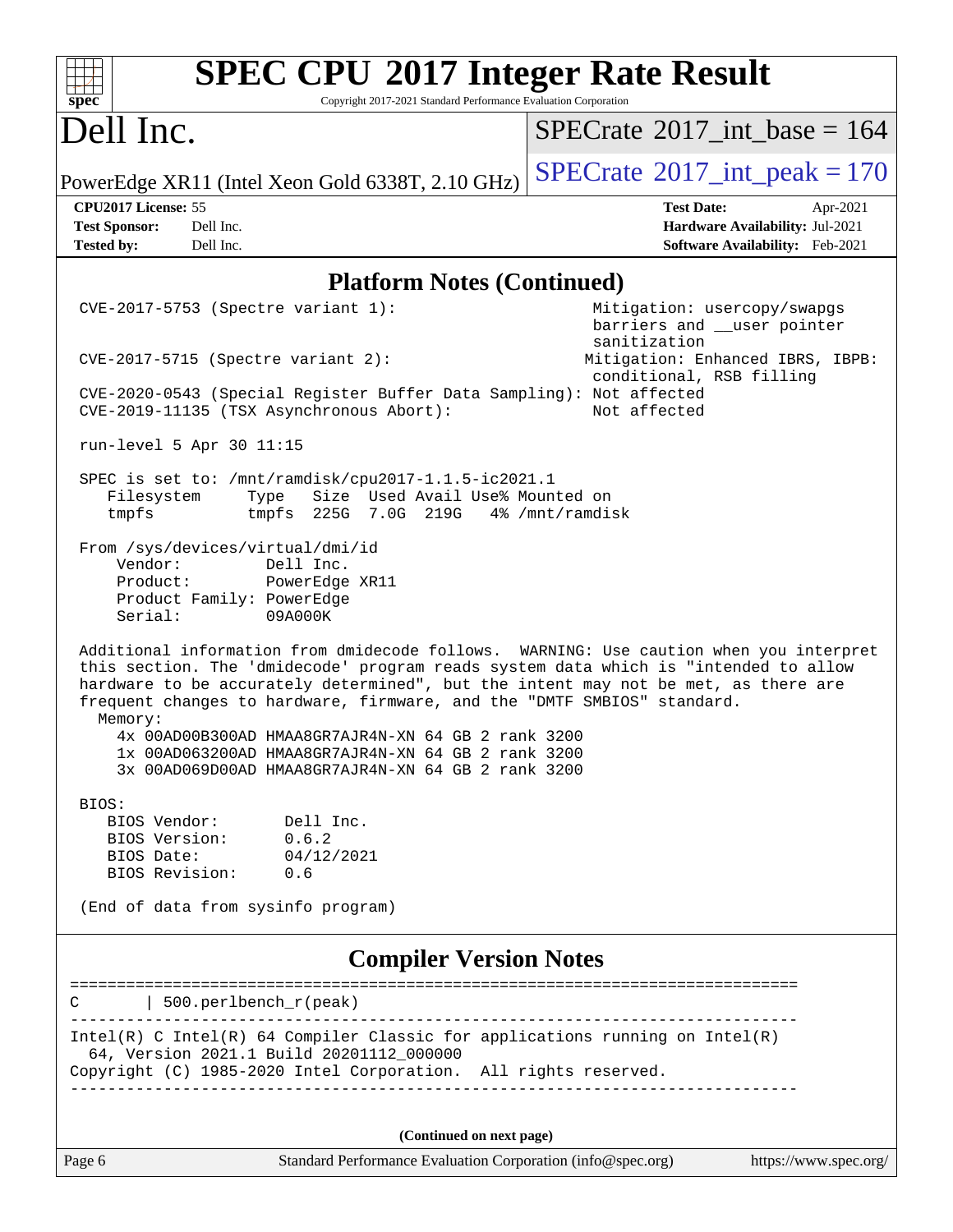# SPEC CPU 2017 Integer Rate Result

Copyright 2017-2021 Standard Performance Evaluation Corporation

## Dell Inc.

PowerEdge XR11 (Intel Xeon Gold 6338T, 2.10 GHz)

SPECrate 2017_int_base = 164

SPECrate 2017_int_peak = 170

**CPU2017 License:** 55
**Test Sponsor:** Dell Inc.
**Tested by:** Dell Inc.

**Test Date:** Apr-2021
**Hardware Availability:** Jul-2021
**Software Availability:** Feb-2021

### Platform Notes (Continued)

```
CVE-2017-5753 (Spectre variant 1):                        Mitigation: usercopy/swapgs
                                                          barriers and __user pointer
                                                          sanitization
CVE-2017-5715 (Spectre variant 2):                        Mitigation: Enhanced IBRS, IBPB:
                                                          conditional, RSB filling
CVE-2020-0543 (Special Register Buffer Data Sampling): Not affected
CVE-2019-11135 (TSX Asynchronous Abort):                  Not affected

run-level 5 Apr 30 11:15

SPEC is set to: /mnt/ramdisk/cpu2017-1.1.5-ic2021.1
   Filesystem     Type   Size  Used Avail Use% Mounted on
   tmpfs          tmpfs  225G  7.0G  219G   4% /mnt/ramdisk

From /sys/devices/virtual/dmi/id
    Vendor:         Dell Inc.
    Product:        PowerEdge XR11
    Product Family: PowerEdge
    Serial:         09A000K

Additional information from dmidecode follows.  WARNING: Use caution when you interpret
this section. The 'dmidecode' program reads system data which is "intended to allow
hardware to be accurately determined", but the intent may not be met, as there are
frequent changes to hardware, firmware, and the "DMTF SMBIOS" standard.
  Memory:
    4x 00AD00B300AD HMAA8GR7AJR4N-XN 64 GB 2 rank 3200
    1x 00AD063200AD HMAA8GR7AJR4N-XN 64 GB 2 rank 3200
    3x 00AD069D00AD HMAA8GR7AJR4N-XN 64 GB 2 rank 3200

BIOS:
   BIOS Vendor:       Dell Inc.
   BIOS Version:      0.6.2
   BIOS Date:         04/12/2021
   BIOS Revision:     0.6

(End of data from sysinfo program)
```

### Compiler Version Notes

```
==============================================================================
C       | 500.perlbench_r(peak)
------------------------------------------------------------------------------
Intel(R) C Intel(R) 64 Compiler Classic for applications running on Intel(R)
  64, Version 2021.1 Build 20201112_000000
Copyright (C) 1985-2020 Intel Corporation.  All rights reserved.
------------------------------------------------------------------------------
```

(Continued on next page)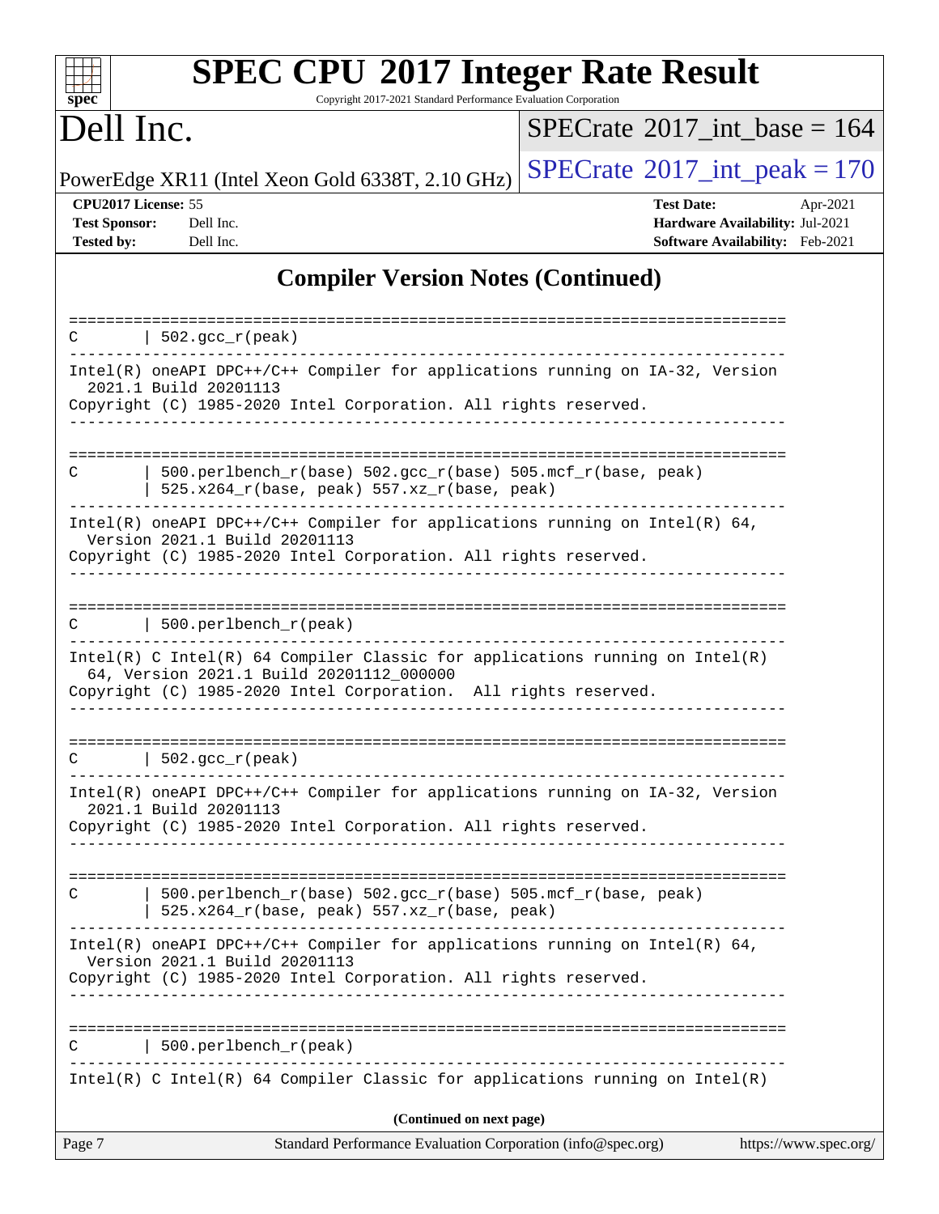## Compiler Version Notes (Continued)

```
==============================================================================
C       | 502.gcc_r(peak)
------------------------------------------------------------------------------
Intel(R) oneAPI DPC++/C++ Compiler for applications running on IA-32, Version
  2021.1 Build 20201113
Copyright (C) 1985-2020 Intel Corporation. All rights reserved.
------------------------------------------------------------------------------

==============================================================================
C       | 500.perlbench_r(base) 502.gcc_r(base) 505.mcf_r(base, peak)
        | 525.x264_r(base, peak) 557.xz_r(base, peak)
------------------------------------------------------------------------------
Intel(R) oneAPI DPC++/C++ Compiler for applications running on Intel(R) 64,
  Version 2021.1 Build 20201113
Copyright (C) 1985-2020 Intel Corporation. All rights reserved.
------------------------------------------------------------------------------

==============================================================================
C       | 500.perlbench_r(peak)
------------------------------------------------------------------------------
Intel(R) C Intel(R) 64 Compiler Classic for applications running on Intel(R)
  64, Version 2021.1 Build 20201112_000000
Copyright (C) 1985-2020 Intel Corporation.  All rights reserved.
------------------------------------------------------------------------------

==============================================================================
C       | 502.gcc_r(peak)
------------------------------------------------------------------------------
Intel(R) oneAPI DPC++/C++ Compiler for applications running on IA-32, Version
  2021.1 Build 20201113
Copyright (C) 1985-2020 Intel Corporation. All rights reserved.
------------------------------------------------------------------------------

==============================================================================
C       | 500.perlbench_r(base) 502.gcc_r(base) 505.mcf_r(base, peak)
        | 525.x264_r(base, peak) 557.xz_r(base, peak)
------------------------------------------------------------------------------
Intel(R) oneAPI DPC++/C++ Compiler for applications running on Intel(R) 64,
  Version 2021.1 Build 20201113
Copyright (C) 1985-2020 Intel Corporation. All rights reserved.
------------------------------------------------------------------------------

==============================================================================
C       | 500.perlbench_r(peak)
------------------------------------------------------------------------------
Intel(R) C Intel(R) 64 Compiler Classic for applications running on Intel(R)
```

**(Continued on next page)**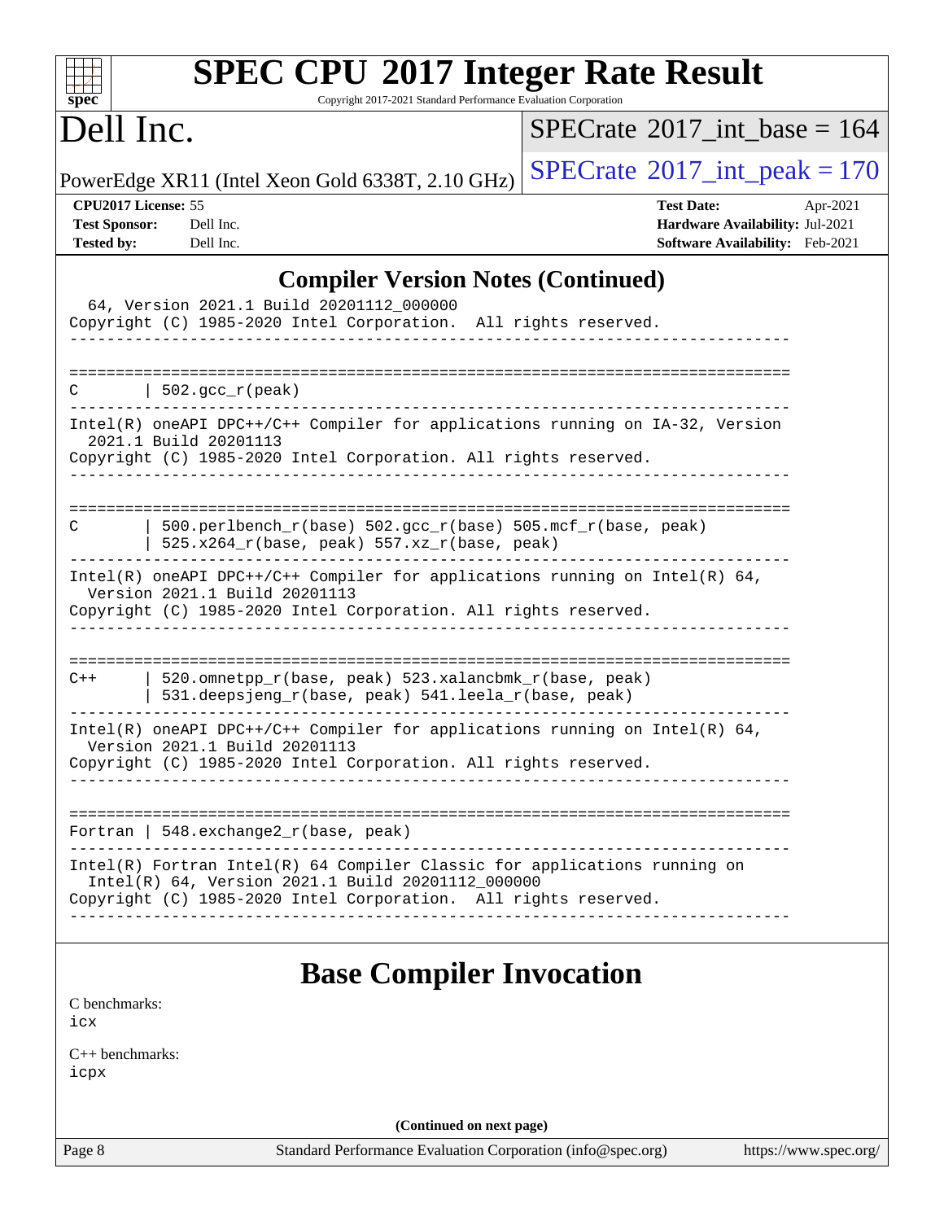## Compiler Version Notes (Continued)

```
  64, Version 2021.1 Build 20201112_000000
Copyright (C) 1985-2020 Intel Corporation.  All rights reserved.
------------------------------------------------------------------------------

==============================================================================
C       | 502.gcc_r(peak)
------------------------------------------------------------------------------
Intel(R) oneAPI DPC++/C++ Compiler for applications running on IA-32, Version
  2021.1 Build 20201113
Copyright (C) 1985-2020 Intel Corporation. All rights reserved.
------------------------------------------------------------------------------

==============================================================================
C       | 500.perlbench_r(base) 502.gcc_r(base) 505.mcf_r(base, peak)
        | 525.x264_r(base, peak) 557.xz_r(base, peak)
------------------------------------------------------------------------------
Intel(R) oneAPI DPC++/C++ Compiler for applications running on Intel(R) 64,
  Version 2021.1 Build 20201113
Copyright (C) 1985-2020 Intel Corporation. All rights reserved.
------------------------------------------------------------------------------

==============================================================================
C++     | 520.omnetpp_r(base, peak) 523.xalancbmk_r(base, peak)
        | 531.deepsjeng_r(base, peak) 541.leela_r(base, peak)
------------------------------------------------------------------------------
Intel(R) oneAPI DPC++/C++ Compiler for applications running on Intel(R) 64,
  Version 2021.1 Build 20201113
Copyright (C) 1985-2020 Intel Corporation. All rights reserved.
------------------------------------------------------------------------------

==============================================================================
Fortran | 548.exchange2_r(base, peak)
------------------------------------------------------------------------------
Intel(R) Fortran Intel(R) 64 Compiler Classic for applications running on
  Intel(R) 64, Version 2021.1 Build 20201112_000000
Copyright (C) 1985-2020 Intel Corporation.  All rights reserved.
------------------------------------------------------------------------------
```

## Base Compiler Invocation

C benchmarks:
icx

C++ benchmarks:
icpx

**(Continued on next page)**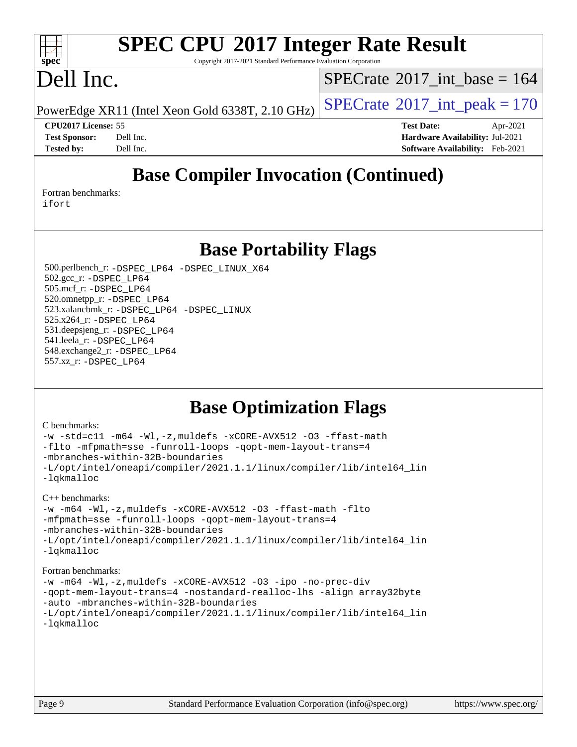## Base Compiler Invocation (Continued)

Fortran benchmarks:
ifort

## Base Portability Flags

500.perlbench_r: -DSPEC_LP64 -DSPEC_LINUX_X64
502.gcc_r: -DSPEC_LP64
505.mcf_r: -DSPEC_LP64
520.omnetpp_r: -DSPEC_LP64
523.xalancbmk_r: -DSPEC_LP64 -DSPEC_LINUX
525.x264_r: -DSPEC_LP64
531.deepsjeng_r: -DSPEC_LP64
541.leela_r: -DSPEC_LP64
548.exchange2_r: -DSPEC_LP64
557.xz_r: -DSPEC_LP64

## Base Optimization Flags

C benchmarks:
```
-w -std=c11 -m64 -Wl,-z,muldefs -xCORE-AVX512 -O3 -ffast-math
-flto -mfpmath=sse -funroll-loops -qopt-mem-layout-trans=4
-mbranches-within-32B-boundaries
-L/opt/intel/oneapi/compiler/2021.1.1/linux/compiler/lib/intel64_lin
-lqkmalloc
```

C++ benchmarks:
```
-w -m64 -Wl,-z,muldefs -xCORE-AVX512 -O3 -ffast-math -flto
-mfpmath=sse -funroll-loops -qopt-mem-layout-trans=4
-mbranches-within-32B-boundaries
-L/opt/intel/oneapi/compiler/2021.1.1/linux/compiler/lib/intel64_lin
-lqkmalloc
```

Fortran benchmarks:
```
-w -m64 -Wl,-z,muldefs -xCORE-AVX512 -O3 -ipo -no-prec-div
-qopt-mem-layout-trans=4 -nostandard-realloc-lhs -align array32byte
-auto -mbranches-within-32B-boundaries
-L/opt/intel/oneapi/compiler/2021.1.1/linux/compiler/lib/intel64_lin
-lqkmalloc
```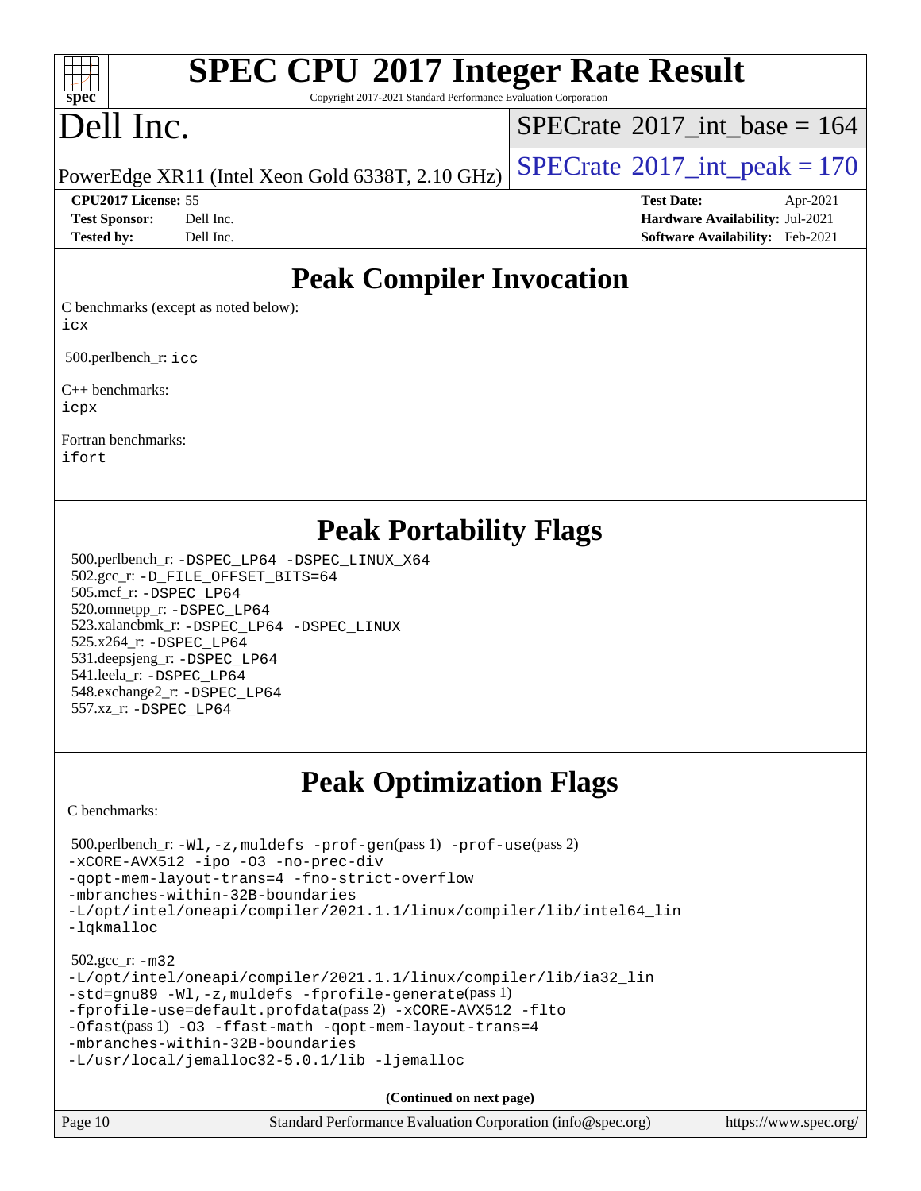# Peak Compiler Invocation

C benchmarks (except as noted below):
icx

500.perlbench_r: icc

C++ benchmarks:
icpx

Fortran benchmarks:
ifort

# Peak Portability Flags

500.perlbench_r: -DSPEC_LP64 -DSPEC_LINUX_X64
502.gcc_r: -D_FILE_OFFSET_BITS=64
505.mcf_r: -DSPEC_LP64
520.omnetpp_r: -DSPEC_LP64
523.xalancbmk_r: -DSPEC_LP64 -DSPEC_LINUX
525.x264_r: -DSPEC_LP64
531.deepsjeng_r: -DSPEC_LP64
541.leela_r: -DSPEC_LP64
548.exchange2_r: -DSPEC_LP64
557.xz_r: -DSPEC_LP64

# Peak Optimization Flags

C benchmarks:

500.perlbench_r: -Wl,-z,muldefs -prof-gen(pass 1) -prof-use(pass 2)
-xCORE-AVX512 -ipo -O3 -no-prec-div
-qopt-mem-layout-trans=4 -fno-strict-overflow
-mbranches-within-32B-boundaries
-L/opt/intel/oneapi/compiler/2021.1.1/linux/compiler/lib/intel64_lin
-lqkmalloc

502.gcc_r: -m32
-L/opt/intel/oneapi/compiler/2021.1.1/linux/compiler/lib/ia32_lin
-std=gnu89 -Wl,-z,muldefs -fprofile-generate(pass 1)
-fprofile-use=default.profdata(pass 2) -xCORE-AVX512 -flto
-Ofast(pass 1) -O3 -ffast-math -qopt-mem-layout-trans=4
-mbranches-within-32B-boundaries
-L/usr/local/jemalloc32-5.0.1/lib -ljemalloc

**(Continued on next page)**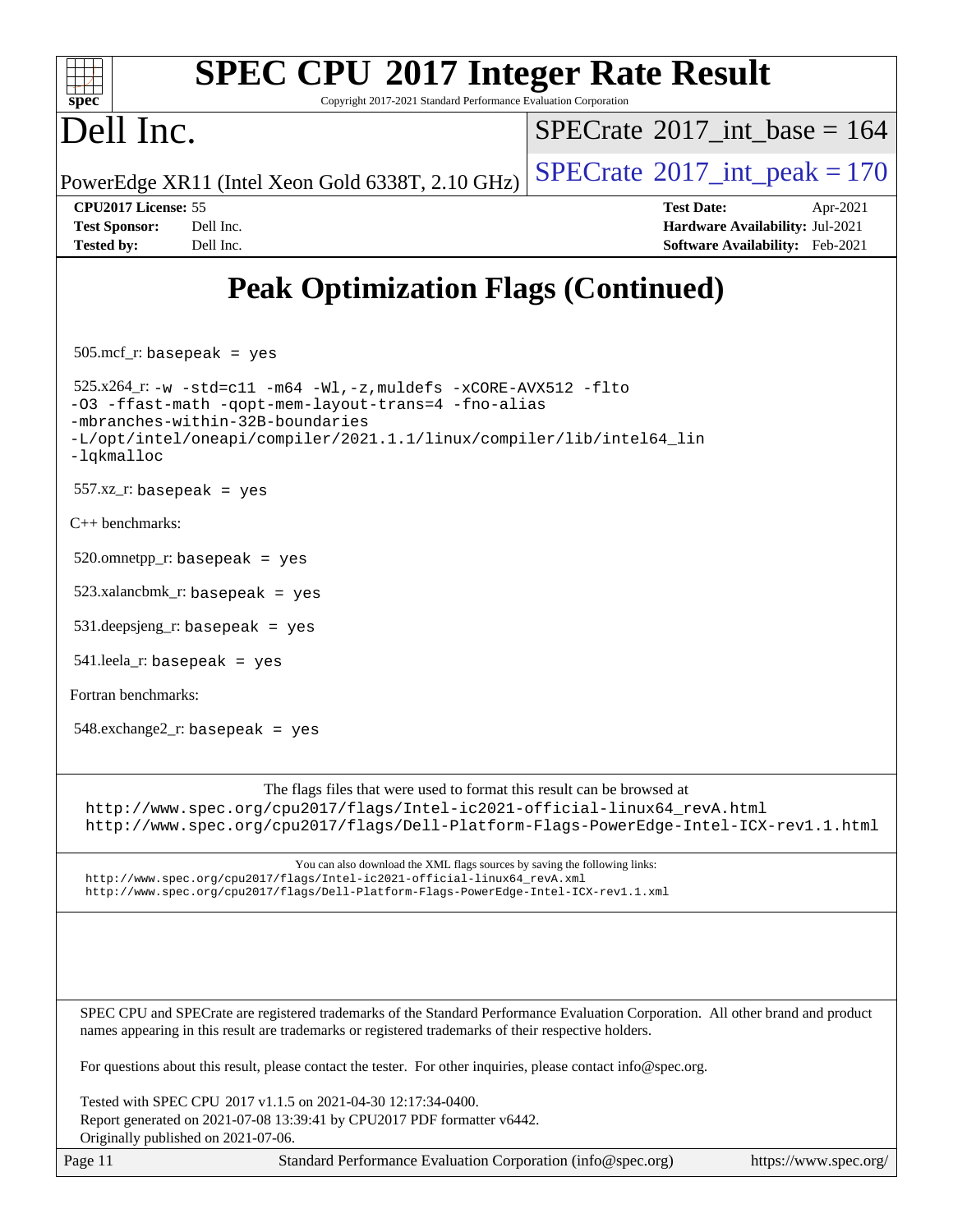# Peak Optimization Flags (Continued)

505.mcf_r: basepeak = yes

525.x264_r: -w -std=c11 -m64 -Wl,-z,muldefs -xCORE-AVX512 -flto
-O3 -ffast-math -qopt-mem-layout-trans=4 -fno-alias
-mbranches-within-32B-boundaries
-L/opt/intel/oneapi/compiler/2021.1.1/linux/compiler/lib/intel64_lin
-lqkmalloc

557.xz_r: basepeak = yes

C++ benchmarks:

520.omnetpp_r: basepeak = yes

523.xalancbmk_r: basepeak = yes

531.deepsjeng_r: basepeak = yes

541.leela_r: basepeak = yes

Fortran benchmarks:

548.exchange2_r: basepeak = yes

The flags files that were used to format this result can be browsed at
http://www.spec.org/cpu2017/flags/Intel-ic2021-official-linux64_revA.html
http://www.spec.org/cpu2017/flags/Dell-Platform-Flags-PowerEdge-Intel-ICX-rev1.1.html

You can also download the XML flags sources by saving the following links:
http://www.spec.org/cpu2017/flags/Intel-ic2021-official-linux64_revA.xml
http://www.spec.org/cpu2017/flags/Dell-Platform-Flags-PowerEdge-Intel-ICX-rev1.1.xml

SPEC CPU and SPECrate are registered trademarks of the Standard Performance Evaluation Corporation. All other brand and product names appearing in this result are trademarks or registered trademarks of their respective holders.

For questions about this result, please contact the tester. For other inquiries, please contact info@spec.org.

Tested with SPEC CPU 2017 v1.1.5 on 2021-04-30 12:17:34-0400.
Report generated on 2021-07-08 13:39:41 by CPU2017 PDF formatter v6442.
Originally published on 2021-07-06.